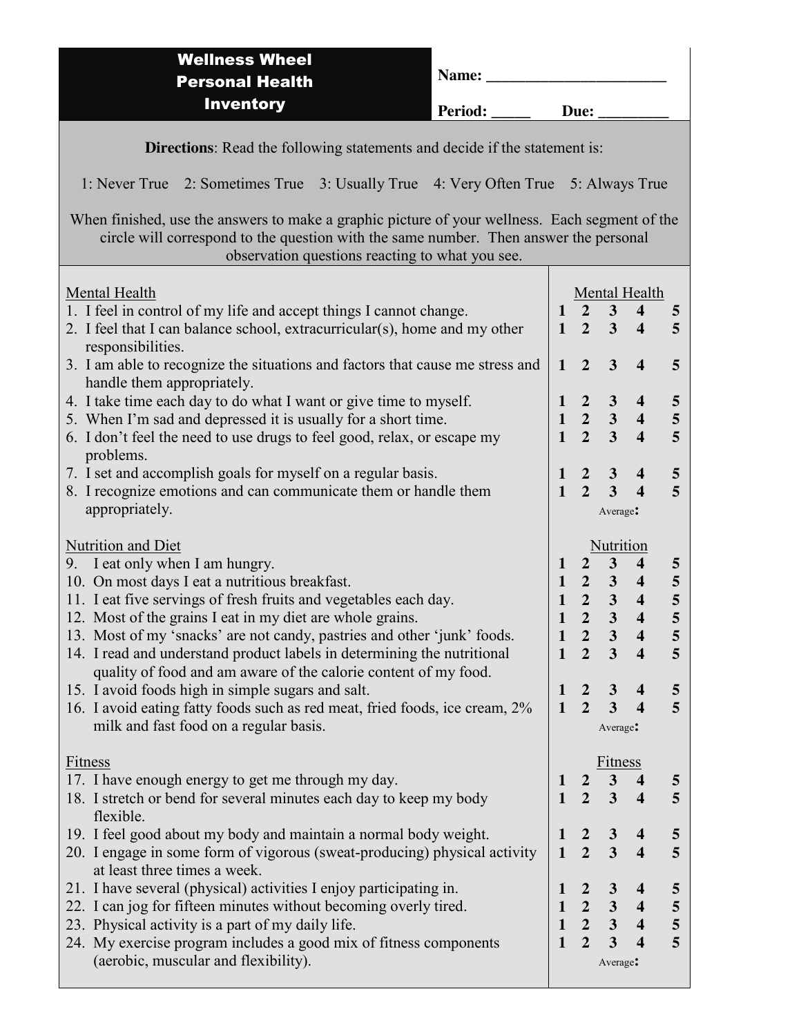# Wellness Wheel Personal Health Inventory

**Name:** ______________________

**Period:** _____ **Due:** _________

**Directions**: Read the following statements and decide if the statement is:

1: Never True 2: Sometimes True 3: Usually True 4: Very Often True 5: Always True

When finished, use the answers to make a graphic picture of your wellness. Each segment of the circle will correspond to the question with the same number. Then answer the personal observation questions reacting to what you see.

| Mental Health | Mental Health |
|---|---|
| 1. I feel in control of my life and accept things I cannot change. | **1 2 3 4 5** |
| 2. I feel that I can balance school, extracurricular(s), home and my other responsibilities. | **1 2 3 4 5** |
| 3. I am able to recognize the situations and factors that cause me stress and handle them appropriately. | **1 2 3 4 5** |
| 4. I take time each day to do what I want or give time to myself. | **1 2 3 4 5** |
| 5. When I'm sad and depressed it is usually for a short time. | **1 2 3 4 5** |
| 6. I don't feel the need to use drugs to feel good, relax, or escape my problems. | **1 2 3 4 5** |
| 7. I set and accomplish goals for myself on a regular basis. | **1 2 3 4 5** |
| 8. I recognize emotions and can communicate them or handle them appropriately. | **1 2 3 4 5** |
| | Average: |

| Nutrition and Diet | Nutrition |
|---|---|
| 9. I eat only when I am hungry. | **1 2 3 4 5** |
| 10. On most days I eat a nutritious breakfast. | **1 2 3 4 5** |
| 11. I eat five servings of fresh fruits and vegetables each day. | **1 2 3 4 5** |
| 12. Most of the grains I eat in my diet are whole grains. | **1 2 3 4 5** |
| 13. Most of my 'snacks' are not candy, pastries and other 'junk' foods. | **1 2 3 4 5** |
| 14. I read and understand product labels in determining the nutritional quality of food and am aware of the calorie content of my food. | **1 2 3 4 5** |
| 15. I avoid foods high in simple sugars and salt. | **1 2 3 4 5** |
| 16. I avoid eating fatty foods such as red meat, fried foods, ice cream, 2% milk and fast food on a regular basis. | **1 2 3 4 5** |
| | Average: |

| Fitness | Fitness |
|---|---|
| 17. I have enough energy to get me through my day. | **1 2 3 4 5** |
| 18. I stretch or bend for several minutes each day to keep my body flexible. | **1 2 3 4 5** |
| 19. I feel good about my body and maintain a normal body weight. | **1 2 3 4 5** |
| 20. I engage in some form of vigorous (sweat-producing) physical activity at least three times a week. | **1 2 3 4 5** |
| 21. I have several (physical) activities I enjoy participating in. | **1 2 3 4 5** |
| 22. I can jog for fifteen minutes without becoming overly tired. | **1 2 3 4 5** |
| 23. Physical activity is a part of my daily life. | **1 2 3 4 5** |
| 24. My exercise program includes a good mix of fitness components (aerobic, muscular and flexibility). | **1 2 3 4 5** |
| | Average: |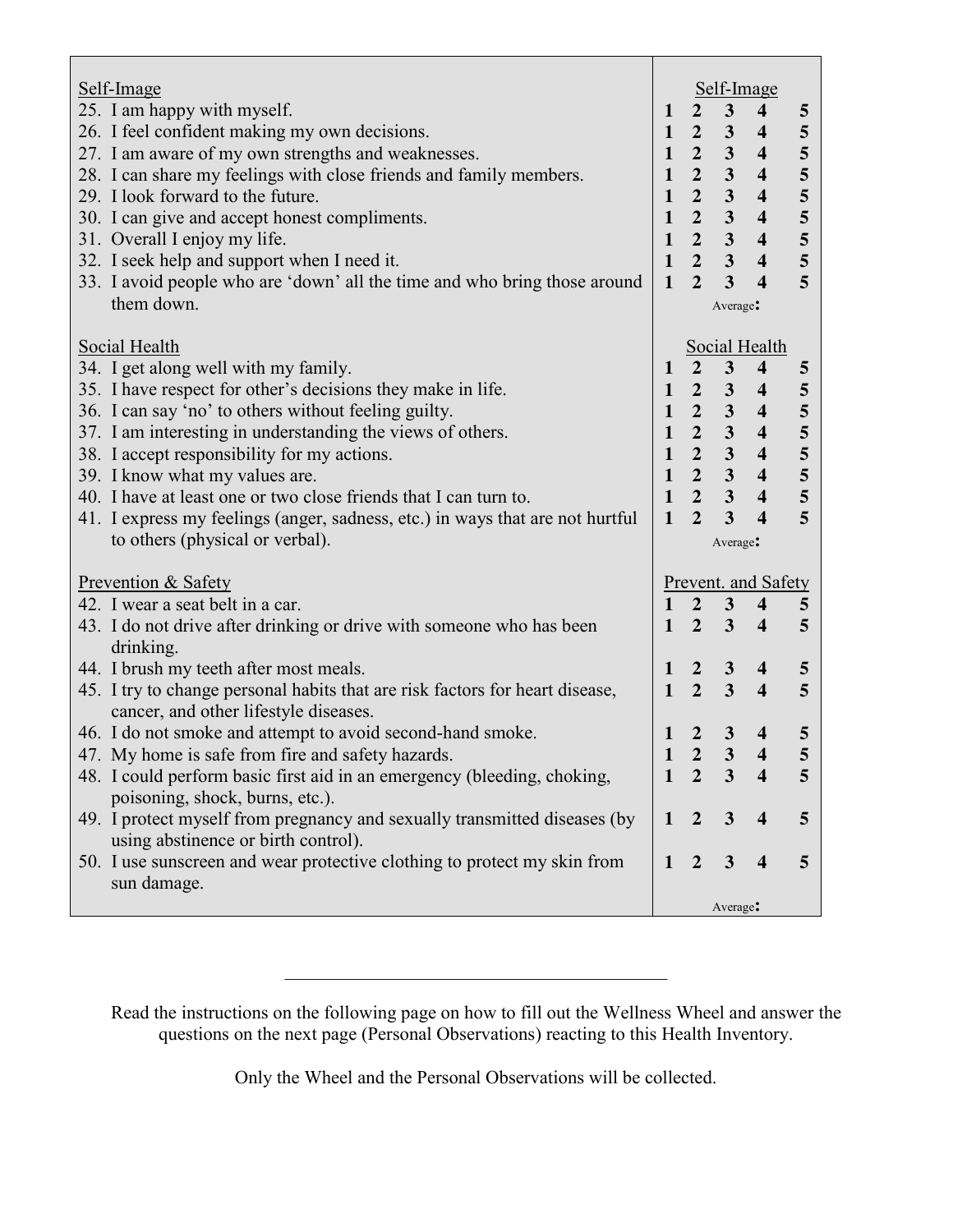| Self-Image | Self-Image | | | | |
|---|---|---|---|---|---|
| 25. I am happy with myself. | 1 | 2 | 3 | 4 | 5 |
| 26. I feel confident making my own decisions. | 1 | 2 | 3 | 4 | 5 |
| 27. I am aware of my own strengths and weaknesses. | 1 | 2 | 3 | 4 | 5 |
| 28. I can share my feelings with close friends and family members. | 1 | 2 | 3 | 4 | 5 |
| 29. I look forward to the future. | 1 | 2 | 3 | 4 | 5 |
| 30. I can give and accept honest compliments. | 1 | 2 | 3 | 4 | 5 |
| 31. Overall I enjoy my life. | 1 | 2 | 3 | 4 | 5 |
| 32. I seek help and support when I need it. | 1 | 2 | 3 | 4 | 5 |
| 33. I avoid people who are 'down' all the time and who bring those around them down. | 1 | 2 | 3 | 4 | 5 |
| | Average: | | | | |
| **Social Health** | **Social Health** | | | | |
| 34. I get along well with my family. | 1 | 2 | 3 | 4 | 5 |
| 35. I have respect for other's decisions they make in life. | 1 | 2 | 3 | 4 | 5 |
| 36. I can say 'no' to others without feeling guilty. | 1 | 2 | 3 | 4 | 5 |
| 37. I am interesting in understanding the views of others. | 1 | 2 | 3 | 4 | 5 |
| 38. I accept responsibility for my actions. | 1 | 2 | 3 | 4 | 5 |
| 39. I know what my values are. | 1 | 2 | 3 | 4 | 5 |
| 40. I have at least one or two close friends that I can turn to. | 1 | 2 | 3 | 4 | 5 |
| 41. I express my feelings (anger, sadness, etc.) in ways that are not hurtful to others (physical or verbal). | 1 | 2 | 3 | 4 | 5 |
| | Average: | | | | |
| **Prevention & Safety** | **Prevent. and Safety** | | | | |
| 42. I wear a seat belt in a car. | 1 | 2 | 3 | 4 | 5 |
| 43. I do not drive after drinking or drive with someone who has been drinking. | 1 | 2 | 3 | 4 | 5 |
| 44. I brush my teeth after most meals. | 1 | 2 | 3 | 4 | 5 |
| 45. I try to change personal habits that are risk factors for heart disease, cancer, and other lifestyle diseases. | 1 | 2 | 3 | 4 | 5 |
| 46. I do not smoke and attempt to avoid second-hand smoke. | 1 | 2 | 3 | 4 | 5 |
| 47. My home is safe from fire and safety hazards. | 1 | 2 | 3 | 4 | 5 |
| 48. I could perform basic first aid in an emergency (bleeding, choking, poisoning, shock, burns, etc.). | 1 | 2 | 3 | 4 | 5 |
| 49. I protect myself from pregnancy and sexually transmitted diseases (by using abstinence or birth control). | 1 | 2 | 3 | 4 | 5 |
| 50. I use sunscreen and wear protective clothing to protect my skin from sun damage. | 1 | 2 | 3 | 4 | 5 |
| | Average: | | | | |

---

Read the instructions on the following page on how to fill out the Wellness Wheel and answer the questions on the next page (Personal Observations) reacting to this Health Inventory.

Only the Wheel and the Personal Observations will be collected.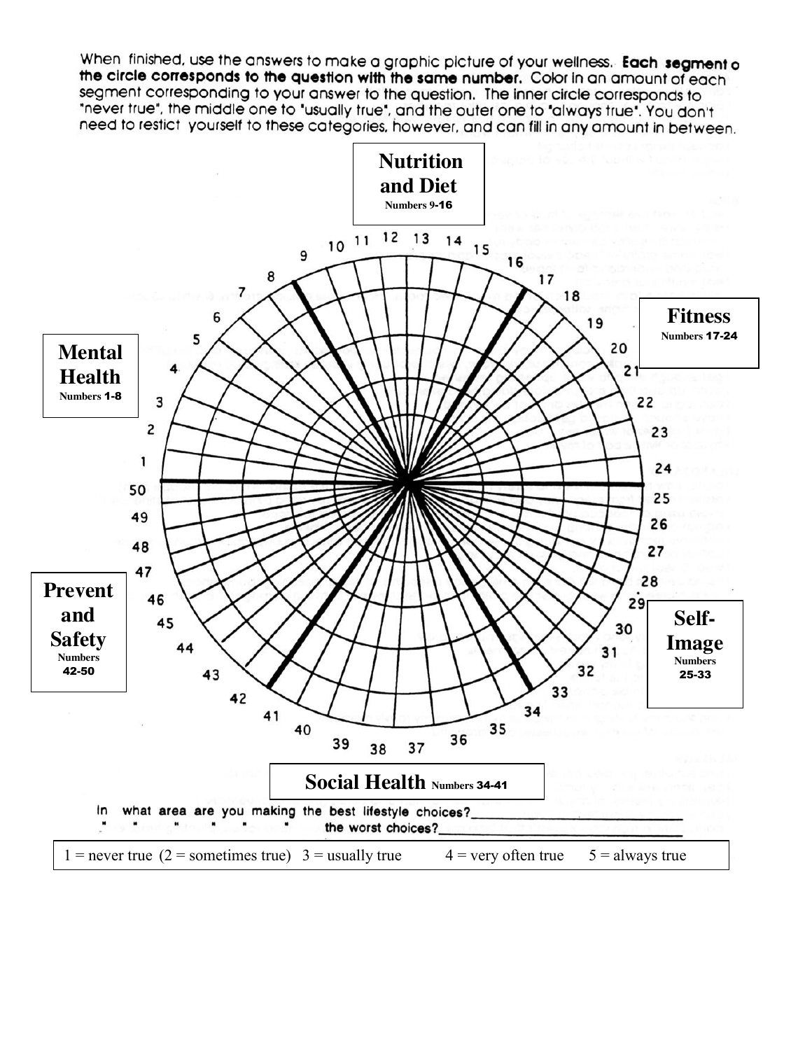When finished, use the answers to make a graphic picture of your wellness. **Each segment of the circle corresponds to the question with the same number.** Color in an amount of each segment corresponding to your answer to the question. The inner circle corresponds to "never true", the middle one to "usually true", and the outer one to "always true". You don't need to restict yourself to these categories, however, and can fill in any amount in between.

**Nutrition and Diet**
Numbers 9-16

**Fitness**
Numbers 17-24

**Mental Health**
Numbers 1-8

**Self-Image**
Numbers 25-33

**Prevent and Safety**
Numbers 42-50

**Social Health** Numbers 34-41

1 2 3 4 5 6 7 8 9 10 11 12 13 14 15 16 17 18 19 20 21 22 23 24 25 26 27 28 29 30 31 32 33 34 35 36 37 38 39 40 41 42 43 44 45 46 47 48 49 50

In what area are you making the best lifestyle choices?_______________________________

" " " " " " the worst choices?_______________________________

1 = never true (2 = sometimes true) 3 = usually true 4 = very often true 5 = always true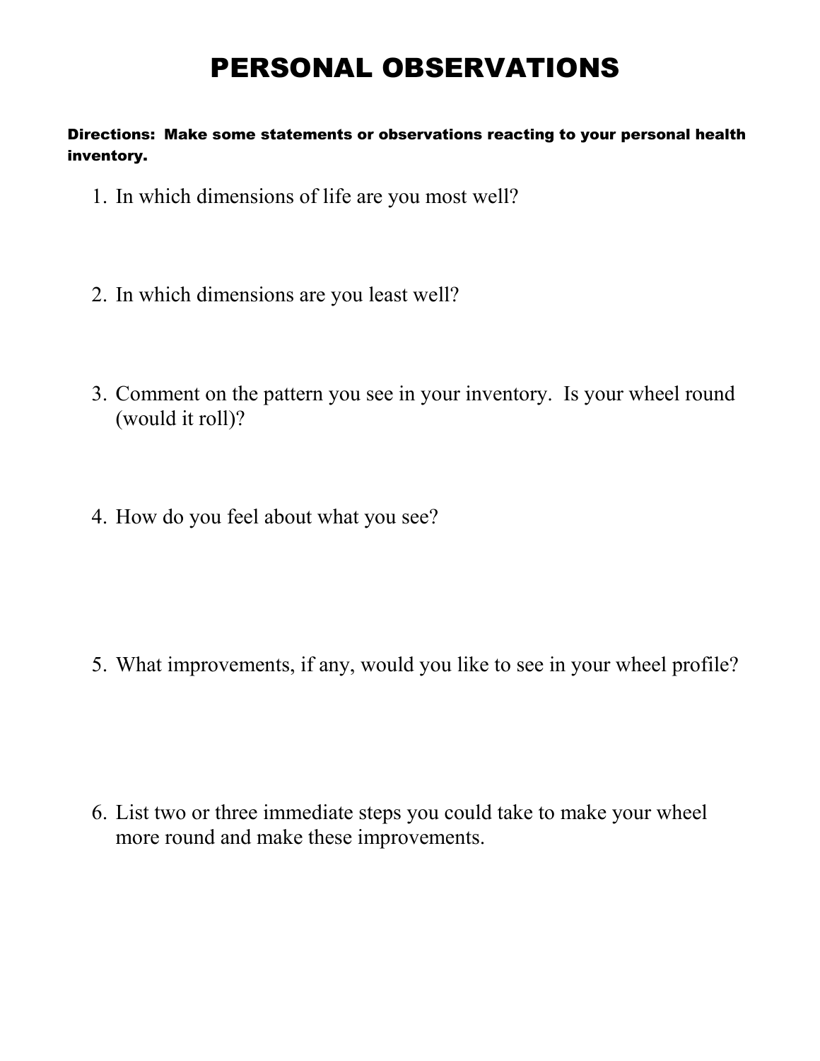# PERSONAL OBSERVATIONS

**Directions: Make some statements or observations reacting to your personal health inventory.**

1. In which dimensions of life are you most well?

2. In which dimensions are you least well?

3. Comment on the pattern you see in your inventory. Is your wheel round (would it roll)?

4. How do you feel about what you see?

5. What improvements, if any, would you like to see in your wheel profile?

6. List two or three immediate steps you could take to make your wheel more round and make these improvements.